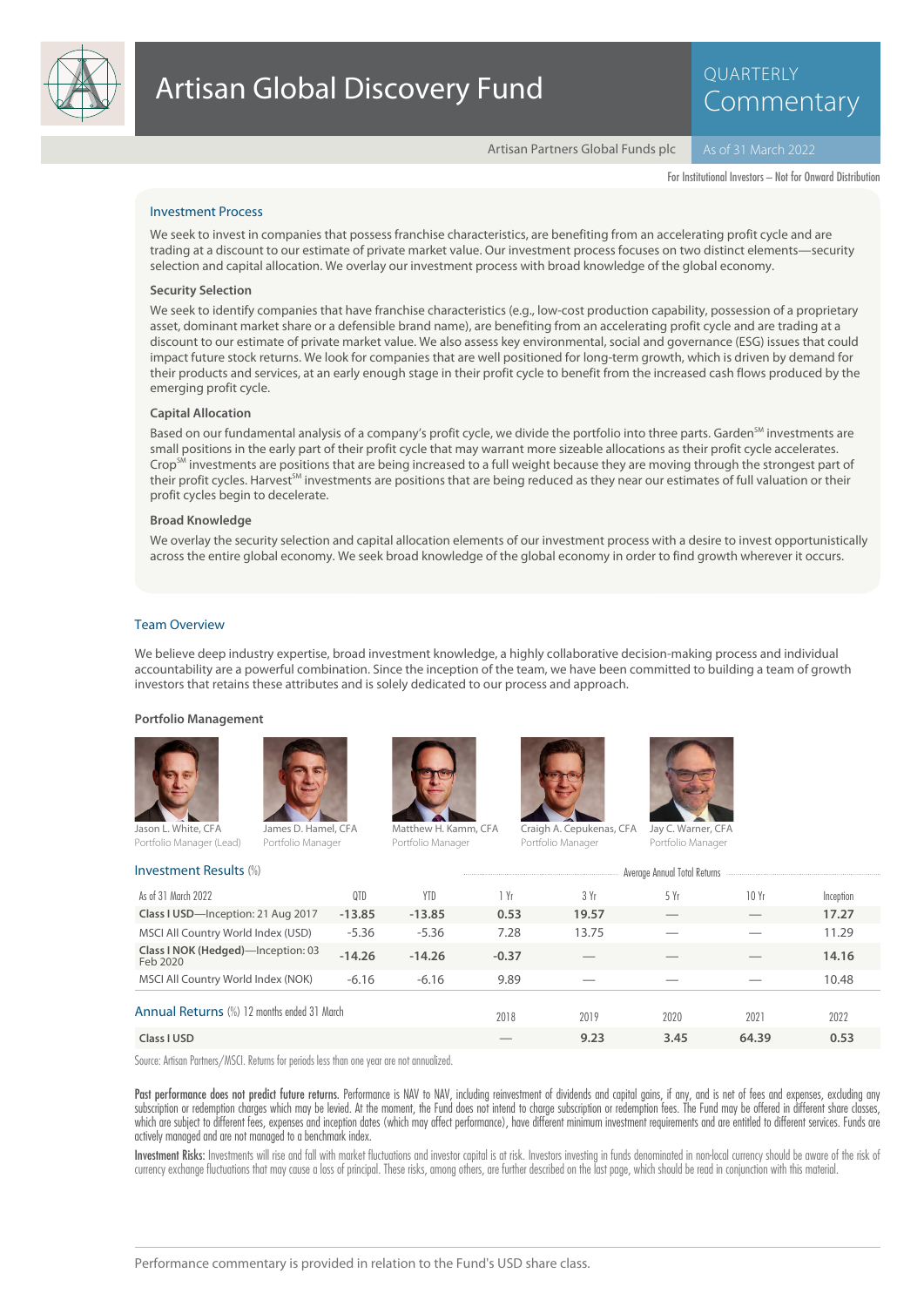# Artisan Global Discovery Fund

QUARTERLY Commentary

Artisan Partners Global Funds plc | As of 31 March 2022

For Institutional Investors – Not for Onward Distribution

## Investment Process

We seek to invest in companies that possess franchise characteristics, are benefiting from an accelerating profit cycle and are trading at a discount to our estimate of private market value. Our investment process focuses on two distinct elements—security selection and capital allocation. We overlay our investment process with broad knowledge of the global economy.

### Security Selection

We seek to identify companies that have franchise characteristics (e.g., low-cost production capability, possession of a proprietary asset, dominant market share or a defensible brand name), are benefiting from an accelerating profit cycle and are trading at a discount to our estimate of private market value. We also assess key environmental, social and governance (ESG) issues that could impact future stock returns. We look for companies that are well positioned for long-term growth, which is driven by demand for their products and services, at an early enough stage in their profit cycle to benefit from the increased cash flows produced by the emerging profit cycle.

### Capital Allocation

Based on our fundamental analysis of a company's profit cycle, we divide the portfolio into three parts. Garden℠ investments are small positions in the early part of their profit cycle that may warrant more sizeable allocations as their profit cycle accelerates. Crop℠ investments are positions that are being increased to a full weight because they are moving through the strongest part of their profit cycles. Harvest℠ investments are positions that are being reduced as they near our estimates of full valuation or their profit cycles begin to decelerate.

### Broad Knowledge

We overlay the security selection and capital allocation elements of our investment process with a desire to invest opportunistically across the entire global economy. We seek broad knowledge of the global economy in order to find growth wherever it occurs.

## Team Overview

We believe deep industry expertise, broad investment knowledge, a highly collaborative decision-making process and individual accountability are a powerful combination. Since the inception of the team, we have been committed to building a team of growth investors that retains these attributes and is solely dedicated to our process and approach.

### Portfolio Management

- Jason L. White, CFA — Portfolio Manager (Lead)
- James D. Hamel, CFA — Portfolio Manager
- Matthew H. Kamm, CFA — Portfolio Manager
- Craigh A. Cepukenas, CFA — Portfolio Manager
- Jay C. Warner, CFA — Portfolio Manager

## Investment Results (%)

| As of 31 March 2022 | QTD | YTD | 1 Yr | 3 Yr | 5 Yr | 10 Yr | Inception |
|---|---|---|---|---|---|---|---|
| | | | Average Annual Total Returns | | | | |
| **Class I USD**—Inception: 21 Aug 2017 | **-13.85** | **-13.85** | **0.53** | **19.57** | — | — | **17.27** |
| MSCI All Country World Index (USD) | -5.36 | -5.36 | 7.28 | 13.75 | — | — | 11.29 |
| **Class I NOK (Hedged)**—Inception: 03 Feb 2020 | **-14.26** | **-14.26** | **-0.37** | — | — | — | **14.16** |
| MSCI All Country World Index (NOK) | -6.16 | -6.16 | 9.89 | — | — | — | 10.48 |

## Annual Returns (%) 12 months ended 31 March

| | 2018 | 2019 | 2020 | 2021 | 2022 |
|---|---|---|---|---|---|
| **Class I USD** | — | **9.23** | **3.45** | **64.39** | **0.53** |

Source: Artisan Partners/MSCI. Returns for periods less than one year are not annualized.

**Past performance does not predict future returns.** Performance is NAV to NAV, including reinvestment of dividends and capital gains, if any, and is net of fees and expenses, excluding any subscription or redemption charges which may be levied. At the moment, the Fund does not intend to charge subscription or redemption fees. The Fund may be offered in different share classes, which are subject to different fees, expenses and inception dates (which may affect performance), have different minimum investment requirements and are entitled to different services. Funds are actively managed and are not managed to a benchmark index.

**Investment Risks:** Investments will rise and fall with market fluctuations and investor capital is at risk. Investors investing in funds denominated in non-local currency should be aware of the risk of currency exchange fluctuations that may cause a loss of principal. These risks, among others, are further described on the last page, which should be read in conjunction with this material.

Performance commentary is provided in relation to the Fund's USD share class.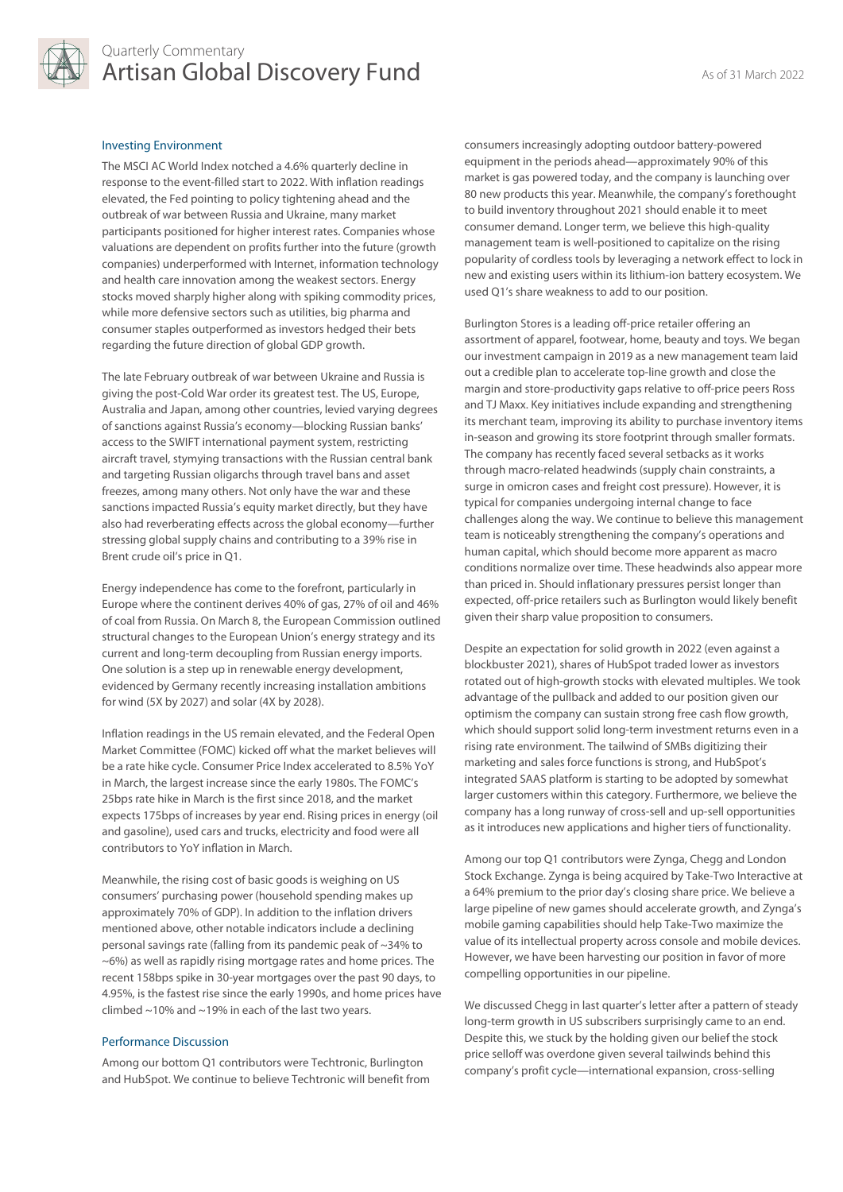## Investing Environment

The MSCI AC World Index notched a 4.6% quarterly decline in response to the event-filled start to 2022. With inflation readings elevated, the Fed pointing to policy tightening ahead and the outbreak of war between Russia and Ukraine, many market participants positioned for higher interest rates. Companies whose valuations are dependent on profits further into the future (growth companies) underperformed with Internet, information technology and health care innovation among the weakest sectors. Energy stocks moved sharply higher along with spiking commodity prices, while more defensive sectors such as utilities, big pharma and consumer staples outperformed as investors hedged their bets regarding the future direction of global GDP growth.

The late February outbreak of war between Ukraine and Russia is giving the post-Cold War order its greatest test. The US, Europe, Australia and Japan, among other countries, levied varying degrees of sanctions against Russia's economy—blocking Russian banks' access to the SWIFT international payment system, restricting aircraft travel, stymying transactions with the Russian central bank and targeting Russian oligarchs through travel bans and asset freezes, among many others. Not only have the war and these sanctions impacted Russia's equity market directly, but they have also had reverberating effects across the global economy—further stressing global supply chains and contributing to a 39% rise in Brent crude oil's price in Q1.

Energy independence has come to the forefront, particularly in Europe where the continent derives 40% of gas, 27% of oil and 46% of coal from Russia. On March 8, the European Commission outlined structural changes to the European Union's energy strategy and its current and long-term decoupling from Russian energy imports. One solution is a step up in renewable energy development, evidenced by Germany recently increasing installation ambitions for wind (5X by 2027) and solar (4X by 2028).

Inflation readings in the US remain elevated, and the Federal Open Market Committee (FOMC) kicked off what the market believes will be a rate hike cycle. Consumer Price Index accelerated to 8.5% YoY in March, the largest increase since the early 1980s. The FOMC's 25bps rate hike in March is the first since 2018, and the market expects 175bps of increases by year end. Rising prices in energy (oil and gasoline), used cars and trucks, electricity and food were all contributors to YoY inflation in March.

Meanwhile, the rising cost of basic goods is weighing on US consumers' purchasing power (household spending makes up approximately 70% of GDP). In addition to the inflation drivers mentioned above, other notable indicators include a declining personal savings rate (falling from its pandemic peak of ~34% to ~6%) as well as rapidly rising mortgage rates and home prices. The recent 158bps spike in 30-year mortgages over the past 90 days, to 4.95%, is the fastest rise since the early 1990s, and home prices have climbed ~10% and ~19% in each of the last two years.

## Performance Discussion

Among our bottom Q1 contributors were Techtronic, Burlington and HubSpot. We continue to believe Techtronic will benefit from consumers increasingly adopting outdoor battery-powered equipment in the periods ahead—approximately 90% of this market is gas powered today, and the company is launching over 80 new products this year. Meanwhile, the company's forethought to build inventory throughout 2021 should enable it to meet consumer demand. Longer term, we believe this high-quality management team is well-positioned to capitalize on the rising popularity of cordless tools by leveraging a network effect to lock in new and existing users within its lithium-ion battery ecosystem. We used Q1's share weakness to add to our position.

Burlington Stores is a leading off-price retailer offering an assortment of apparel, footwear, home, beauty and toys. We began our investment campaign in 2019 as a new management team laid out a credible plan to accelerate top-line growth and close the margin and store-productivity gaps relative to off-price peers Ross and TJ Maxx. Key initiatives include expanding and strengthening its merchant team, improving its ability to purchase inventory items in-season and growing its store footprint through smaller formats. The company has recently faced several setbacks as it works through macro-related headwinds (supply chain constraints, a surge in omicron cases and freight cost pressure). However, it is typical for companies undergoing internal change to face challenges along the way. We continue to believe this management team is noticeably strengthening the company's operations and human capital, which should become more apparent as macro conditions normalize over time. These headwinds also appear more than priced in. Should inflationary pressures persist longer than expected, off-price retailers such as Burlington would likely benefit given their sharp value proposition to consumers.

Despite an expectation for solid growth in 2022 (even against a blockbuster 2021), shares of HubSpot traded lower as investors rotated out of high-growth stocks with elevated multiples. We took advantage of the pullback and added to our position given our optimism the company can sustain strong free cash flow growth, which should support solid long-term investment returns even in a rising rate environment. The tailwind of SMBs digitizing their marketing and sales force functions is strong, and HubSpot's integrated SAAS platform is starting to be adopted by somewhat larger customers within this category. Furthermore, we believe the company has a long runway of cross-sell and up-sell opportunities as it introduces new applications and higher tiers of functionality.

Among our top Q1 contributors were Zynga, Chegg and London Stock Exchange. Zynga is being acquired by Take-Two Interactive at a 64% premium to the prior day's closing share price. We believe a large pipeline of new games should accelerate growth, and Zynga's mobile gaming capabilities should help Take-Two maximize the value of its intellectual property across console and mobile devices. However, we have been harvesting our position in favor of more compelling opportunities in our pipeline.

We discussed Chegg in last quarter's letter after a pattern of steady long-term growth in US subscribers surprisingly came to an end. Despite this, we stuck by the holding given our belief the stock price selloff was overdone given several tailwinds behind this company's profit cycle—international expansion, cross-selling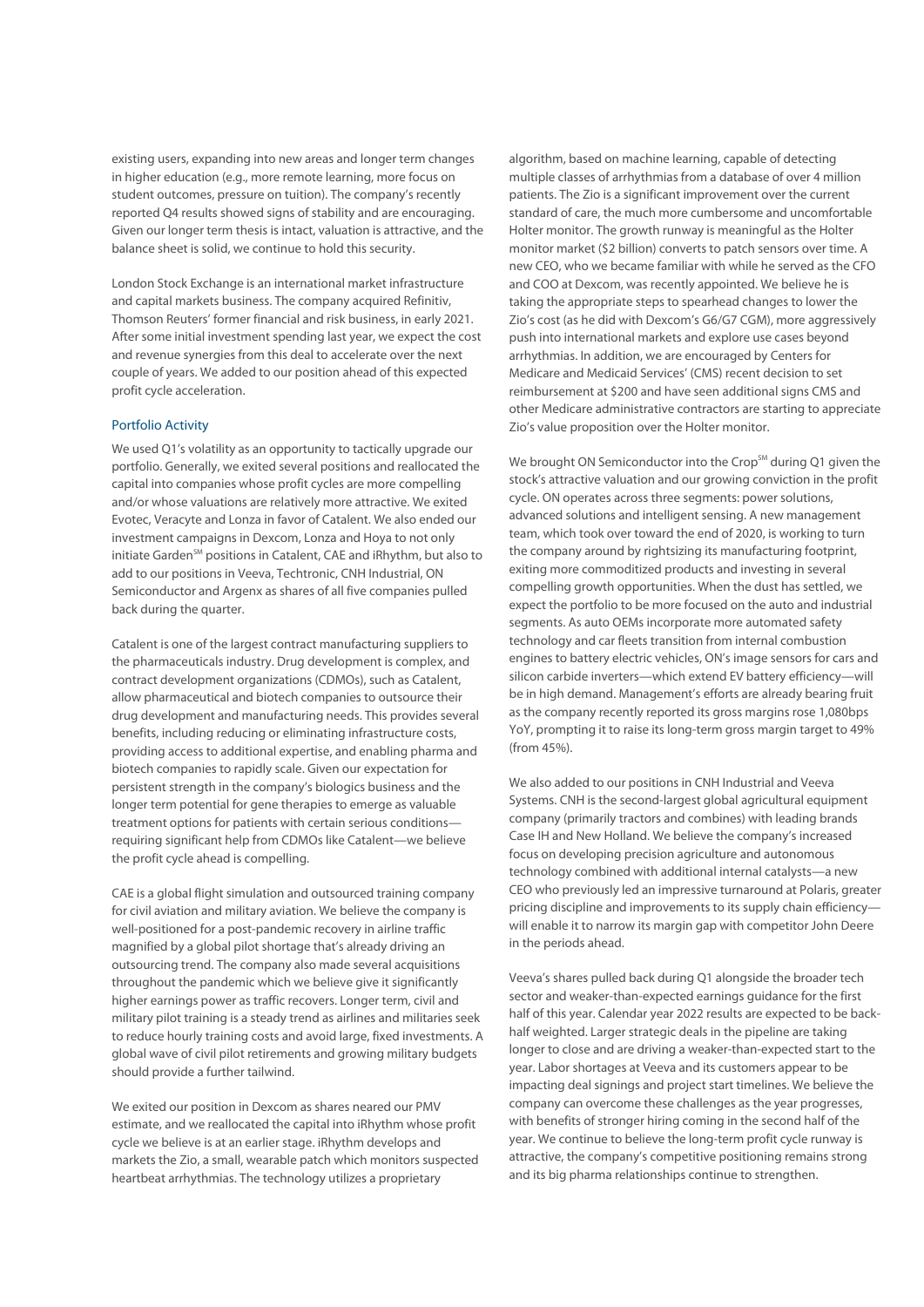existing users, expanding into new areas and longer term changes in higher education (e.g., more remote learning, more focus on student outcomes, pressure on tuition). The company's recently reported Q4 results showed signs of stability and are encouraging. Given our longer term thesis is intact, valuation is attractive, and the balance sheet is solid, we continue to hold this security.

London Stock Exchange is an international market infrastructure and capital markets business. The company acquired Refinitiv, Thomson Reuters' former financial and risk business, in early 2021. After some initial investment spending last year, we expect the cost and revenue synergies from this deal to accelerate over the next couple of years. We added to our position ahead of this expected profit cycle acceleration.

## Portfolio Activity

We used Q1's volatility as an opportunity to tactically upgrade our portfolio. Generally, we exited several positions and reallocated the capital into companies whose profit cycles are more compelling and/or whose valuations are relatively more attractive. We exited Evotec, Veracyte and Lonza in favor of Catalent. We also ended our investment campaigns in Dexcom, Lonza and Hoya to not only initiate Garden℠ positions in Catalent, CAE and iRhythm, but also to add to our positions in Veeva, Techtronic, CNH Industrial, ON Semiconductor and Argenx as shares of all five companies pulled back during the quarter.

Catalent is one of the largest contract manufacturing suppliers to the pharmaceuticals industry. Drug development is complex, and contract development organizations (CDMOs), such as Catalent, allow pharmaceutical and biotech companies to outsource their drug development and manufacturing needs. This provides several benefits, including reducing or eliminating infrastructure costs, providing access to additional expertise, and enabling pharma and biotech companies to rapidly scale. Given our expectation for persistent strength in the company's biologics business and the longer term potential for gene therapies to emerge as valuable treatment options for patients with certain serious conditions—requiring significant help from CDMOs like Catalent—we believe the profit cycle ahead is compelling.

CAE is a global flight simulation and outsourced training company for civil aviation and military aviation. We believe the company is well-positioned for a post-pandemic recovery in airline traffic magnified by a global pilot shortage that's already driving an outsourcing trend. The company also made several acquisitions throughout the pandemic which we believe give it significantly higher earnings power as traffic recovers. Longer term, civil and military pilot training is a steady trend as airlines and militaries seek to reduce hourly training costs and avoid large, fixed investments. A global wave of civil pilot retirements and growing military budgets should provide a further tailwind.

We exited our position in Dexcom as shares neared our PMV estimate, and we reallocated the capital into iRhythm whose profit cycle we believe is at an earlier stage. iRhythm develops and markets the Zio, a small, wearable patch which monitors suspected heartbeat arrhythmias. The technology utilizes a proprietary algorithm, based on machine learning, capable of detecting multiple classes of arrhythmias from a database of over 4 million patients. The Zio is a significant improvement over the current standard of care, the much more cumbersome and uncomfortable Holter monitor. The growth runway is meaningful as the Holter monitor market ($2 billion) converts to patch sensors over time. A new CEO, who we became familiar with while he served as the CFO and COO at Dexcom, was recently appointed. We believe he is taking the appropriate steps to spearhead changes to lower the Zio's cost (as he did with Dexcom's G6/G7 CGM), more aggressively push into international markets and explore use cases beyond arrhythmias. In addition, we are encouraged by Centers for Medicare and Medicaid Services' (CMS) recent decision to set reimbursement at $200 and have seen additional signs CMS and other Medicare administrative contractors are starting to appreciate Zio's value proposition over the Holter monitor.

We brought ON Semiconductor into the Crop℠ during Q1 given the stock's attractive valuation and our growing conviction in the profit cycle. ON operates across three segments: power solutions, advanced solutions and intelligent sensing. A new management team, which took over toward the end of 2020, is working to turn the company around by rightsizing its manufacturing footprint, exiting more commoditized products and investing in several compelling growth opportunities. When the dust has settled, we expect the portfolio to be more focused on the auto and industrial segments. As auto OEMs incorporate more automated safety technology and car fleets transition from internal combustion engines to battery electric vehicles, ON's image sensors for cars and silicon carbide inverters—which extend EV battery efficiency—will be in high demand. Management's efforts are already bearing fruit as the company recently reported its gross margins rose 1,080bps YoY, prompting it to raise its long-term gross margin target to 49% (from 45%).

We also added to our positions in CNH Industrial and Veeva Systems. CNH is the second-largest global agricultural equipment company (primarily tractors and combines) with leading brands Case IH and New Holland. We believe the company's increased focus on developing precision agriculture and autonomous technology combined with additional internal catalysts—a new CEO who previously led an impressive turnaround at Polaris, greater pricing discipline and improvements to its supply chain efficiency—will enable it to narrow its margin gap with competitor John Deere in the periods ahead.

Veeva's shares pulled back during Q1 alongside the broader tech sector and weaker-than-expected earnings guidance for the first half of this year. Calendar year 2022 results are expected to be back-half weighted. Larger strategic deals in the pipeline are taking longer to close and are driving a weaker-than-expected start to the year. Labor shortages at Veeva and its customers appear to be impacting deal signings and project start timelines. We believe the company can overcome these challenges as the year progresses, with benefits of stronger hiring coming in the second half of the year. We continue to believe the long-term profit cycle runway is attractive, the company's competitive positioning remains strong and its big pharma relationships continue to strengthen.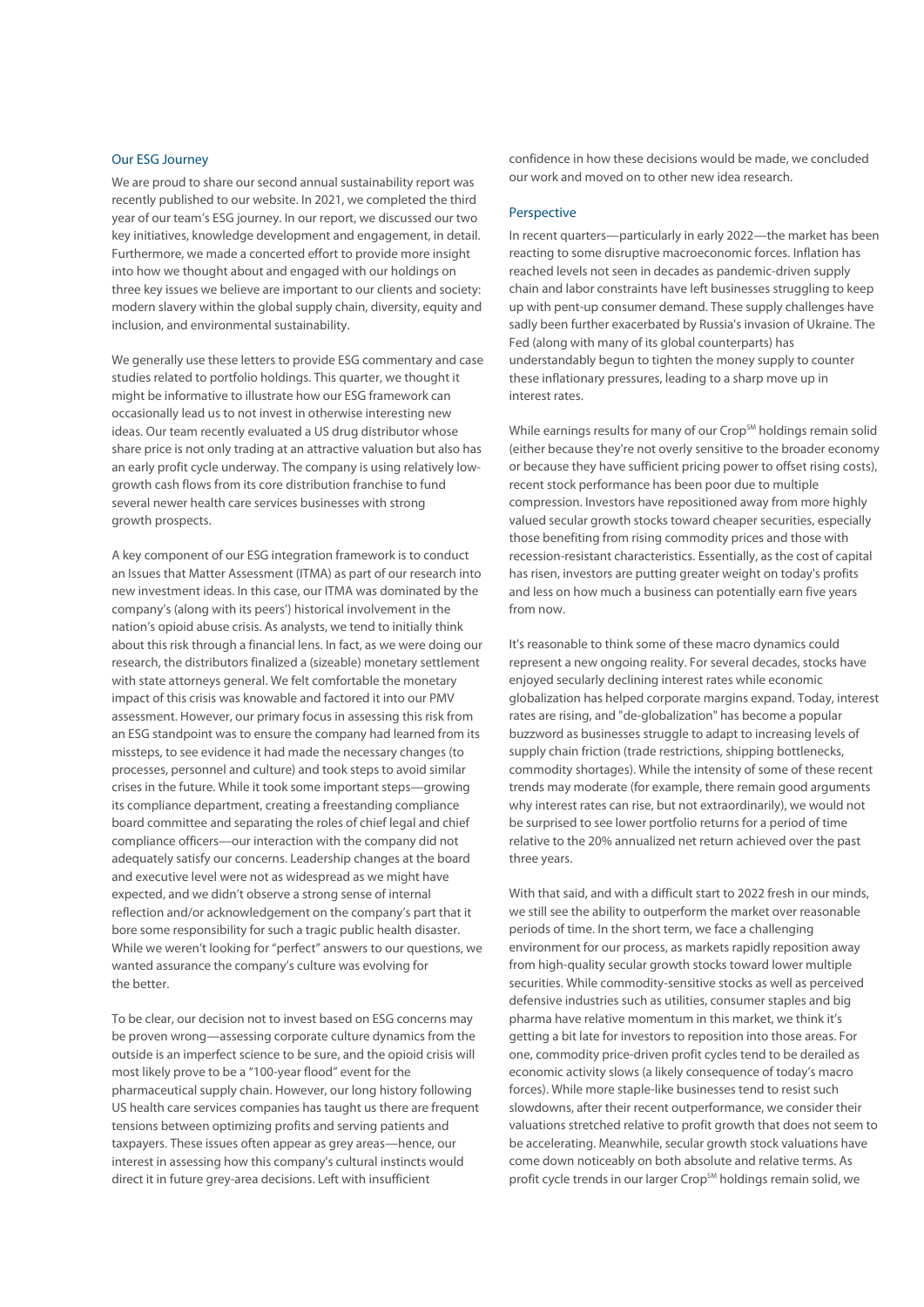## Our ESG Journey

We are proud to share our second annual sustainability report was recently published to our website. In 2021, we completed the third year of our team's ESG journey. In our report, we discussed our two key initiatives, knowledge development and engagement, in detail. Furthermore, we made a concerted effort to provide more insight into how we thought about and engaged with our holdings on three key issues we believe are important to our clients and society: modern slavery within the global supply chain, diversity, equity and inclusion, and environmental sustainability.

We generally use these letters to provide ESG commentary and case studies related to portfolio holdings. This quarter, we thought it might be informative to illustrate how our ESG framework can occasionally lead us to not invest in otherwise interesting new ideas. Our team recently evaluated a US drug distributor whose share price is not only trading at an attractive valuation but also has an early profit cycle underway. The company is using relatively low-growth cash flows from its core distribution franchise to fund several newer health care services businesses with strong growth prospects.

A key component of our ESG integration framework is to conduct an Issues that Matter Assessment (ITMA) as part of our research into new investment ideas. In this case, our ITMA was dominated by the company's (along with its peers') historical involvement in the nation's opioid abuse crisis. As analysts, we tend to initially think about this risk through a financial lens. In fact, as we were doing our research, the distributors finalized a (sizeable) monetary settlement with state attorneys general. We felt comfortable the monetary impact of this crisis was knowable and factored it into our PMV assessment. However, our primary focus in assessing this risk from an ESG standpoint was to ensure the company had learned from its missteps, to see evidence it had made the necessary changes (to processes, personnel and culture) and took steps to avoid similar crises in the future. While it took some important steps—growing its compliance department, creating a freestanding compliance board committee and separating the roles of chief legal and chief compliance officers—our interaction with the company did not adequately satisfy our concerns. Leadership changes at the board and executive level were not as widespread as we might have expected, and we didn't observe a strong sense of internal reflection and/or acknowledgement on the company's part that it bore some responsibility for such a tragic public health disaster. While we weren't looking for "perfect" answers to our questions, we wanted assurance the company's culture was evolving for the better.

To be clear, our decision not to invest based on ESG concerns may be proven wrong—assessing corporate culture dynamics from the outside is an imperfect science to be sure, and the opioid crisis will most likely prove to be a "100-year flood" event for the pharmaceutical supply chain. However, our long history following US health care services companies has taught us there are frequent tensions between optimizing profits and serving patients and taxpayers. These issues often appear as grey areas—hence, our interest in assessing how this company's cultural instincts would direct it in future grey-area decisions. Left with insufficient confidence in how these decisions would be made, we concluded our work and moved on to other new idea research.

## Perspective

In recent quarters—particularly in early 2022—the market has been reacting to some disruptive macroeconomic forces. Inflation has reached levels not seen in decades as pandemic-driven supply chain and labor constraints have left businesses struggling to keep up with pent-up consumer demand. These supply challenges have sadly been further exacerbated by Russia's invasion of Ukraine. The Fed (along with many of its global counterparts) has understandably begun to tighten the money supply to counter these inflationary pressures, leading to a sharp move up in interest rates.

While earnings results for many of our Crop℠ holdings remain solid (either because they're not overly sensitive to the broader economy or because they have sufficient pricing power to offset rising costs), recent stock performance has been poor due to multiple compression. Investors have repositioned away from more highly valued secular growth stocks toward cheaper securities, especially those benefiting from rising commodity prices and those with recession-resistant characteristics. Essentially, as the cost of capital has risen, investors are putting greater weight on today's profits and less on how much a business can potentially earn five years from now.

It's reasonable to think some of these macro dynamics could represent a new ongoing reality. For several decades, stocks have enjoyed secularly declining interest rates while economic globalization has helped corporate margins expand. Today, interest rates are rising, and "de-globalization" has become a popular buzzword as businesses struggle to adapt to increasing levels of supply chain friction (trade restrictions, shipping bottlenecks, commodity shortages). While the intensity of some of these recent trends may moderate (for example, there remain good arguments why interest rates can rise, but not extraordinarily), we would not be surprised to see lower portfolio returns for a period of time relative to the 20% annualized net return achieved over the past three years.

With that said, and with a difficult start to 2022 fresh in our minds, we still see the ability to outperform the market over reasonable periods of time. In the short term, we face a challenging environment for our process, as markets rapidly reposition away from high-quality secular growth stocks toward lower multiple securities. While commodity-sensitive stocks as well as perceived defensive industries such as utilities, consumer staples and big pharma have relative momentum in this market, we think it's getting a bit late for investors to reposition into those areas. For one, commodity price-driven profit cycles tend to be derailed as economic activity slows (a likely consequence of today's macro forces). While more staple-like businesses tend to resist such slowdowns, after their recent outperformance, we consider their valuations stretched relative to profit growth that does not seem to be accelerating. Meanwhile, secular growth stock valuations have come down noticeably on both absolute and relative terms. As profit cycle trends in our larger Crop℠ holdings remain solid, we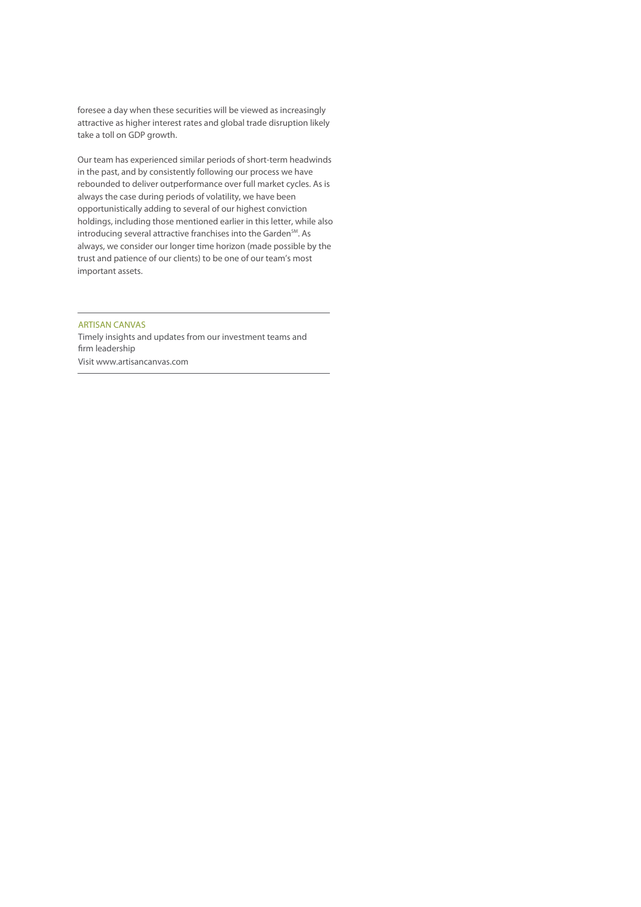foresee a day when these securities will be viewed as increasingly attractive as higher interest rates and global trade disruption likely take a toll on GDP growth.

Our team has experienced similar periods of short-term headwinds in the past, and by consistently following our process we have rebounded to deliver outperformance over full market cycles. As is always the case during periods of volatility, we have been opportunistically adding to several of our highest conviction holdings, including those mentioned earlier in this letter, while also introducing several attractive franchises into the Garden℠. As always, we consider our longer time horizon (made possible by the trust and patience of our clients) to be one of our team's most important assets.

---

ARTISAN CANVAS

Timely insights and updates from our investment teams and firm leadership

Visit www.artisancanvas.com

---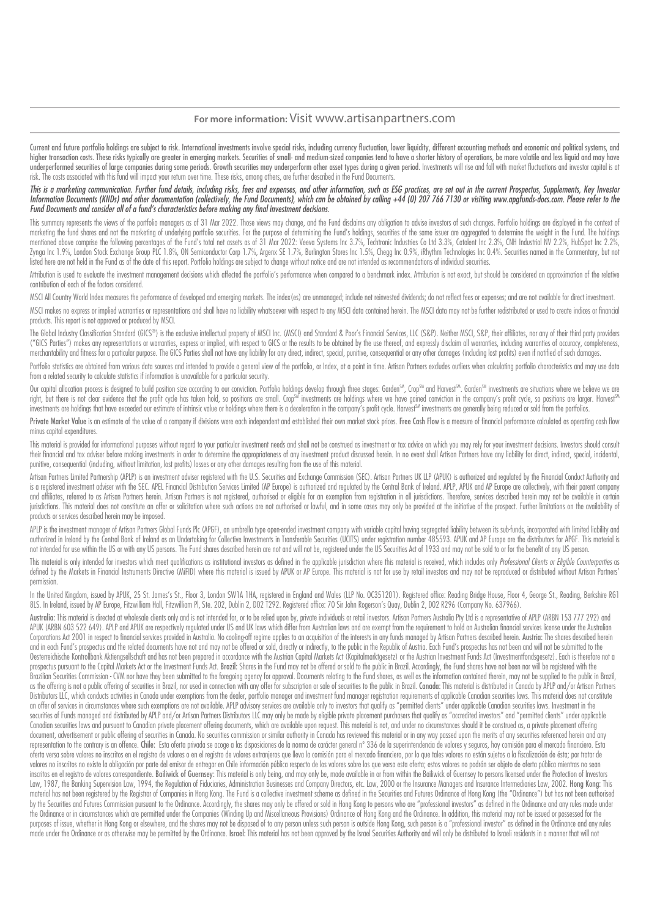**For more information:** Visit www.artisanpartners.com

Current and future portfolio holdings are subject to risk. International investments involve special risks, including currency fluctuation, lower liquidity, different accounting methods and economic and political systems, and higher transaction costs. These risks typically are greater in emerging markets. Securities of small- and medium-sized companies tend to have a shorter history of operations, be more volatile and less liquid and may have underperformed securities of large companies during some periods. Growth securities may underperform other asset types during a given period. Investments will rise and fall with market fluctuations and investor capital is at risk. The costs associated with this fund will impact your return over time. These risks, among others, are further described in the Fund Documents.

*This is a marketing communication. Further fund details, including risks, fees and expenses, and other information, such as ESG practices, are set out in the current Prospectus, Supplements, Key Investor Information Documents (KIIDs) and other documentation (collectively, the Fund Documents), which can be obtained by calling +44 (0) 207 766 7130 or visiting www.apgfunds-docs.com. Please refer to the Fund Documents and consider all of a fund's characteristics before making any final investment decisions.*

This summary represents the views of the portfolio managers as of 31 Mar 2022. Those views may change, and the Fund disclaims any obligation to advise investors of such changes. Portfolio holdings are displayed in the context of marketing the fund shares and not the marketing of underlying portfolio securities. For the purpose of determining the Fund's holdings, securities of the same issuer are aggregated to determine the weight in the Fund. The holdings mentioned above comprise the following percentages of the Fund's total net assets as of 31 Mar 2022: Veeva Systems Inc 3.7%, Techtronic Industries Co Ltd 3.3%, Catalent Inc 2.3%, CNH Industrial NV 2.2%, HubSpot Inc 2.2%, Zynga Inc 1.9%, London Stock Exchange Group PLC 1.8%, ON Semiconductor Corp 1.7%, Argenx SE 1.7%, Burlington Stores Inc 1.5%, Chegg Inc 0.9%, iRhythm Technologies Inc 0.4%. Securities named in the Commentary, but not listed here are not held in the Fund as of the date of this report. Portfolio holdings are subject to change without notice and are not intended as recommendations of individual securities.

Attribution is used to evaluate the investment management decisions which affected the portfolio's performance when compared to a benchmark index. Attribution is not exact, but should be considered an approximation of the relative contribution of each of the factors considered.

MSCI All Country World Index measures the performance of developed and emerging markets. The index(es) are unmanaged; include net reinvested dividends; do not reflect fees or expenses; and are not available for direct investment.

MSCI makes no express or implied warranties or representations and shall have no liability whatsoever with respect to any MSCI data contained herein. The MSCI data may not be further redistributed or used to create indices or financial products. This report is not approved or produced by MSCI.

The Global Industry Classification Standard (GICS®) is the exclusive intellectual property of MSCI Inc. (MSCI) and Standard & Poor's Financial Services, LLC (S&P). Neither MSCI, S&P, their affiliates, nor any of their third party providers ("GICS Parties") makes any representations or warranties, express or implied, with respect to GICS or the results to be obtained by the use thereof, and expressly disclaim all warranties, including warranties of accuracy, completeness, merchantability and fitness for a particular purpose. The GICS Parties shall not have any liability for any direct, indirect, special, punitive, consequential or any other damages (including lost profits) even if notified of such damages.

Portfolio statistics are obtained from various data sources and intended to provide a general view of the portfolio, or Index, at a point in time. Artisan Partners excludes outliers when calculating portfolio characteristics and may use data from a related security to calculate statistics if information is unavailable for a particular security.

Our capital allocation process is designed to build position size according to our conviction. Portfolio holdings develop through three stages: Garden℠, Crop℠ and Harvest℠. Garden℠ investments are situations where we believe we are right, but there is not clear evidence that the profit cycle has taken hold, so positions are small. Crop℠ investments are holdings where we have gained conviction in the company's profit cycle, so positions are larger. Harvest℠ investments are holdings that have exceeded our estimate of intrinsic value or holdings where there is a deceleration in the company's profit cycle. Harvest℠ investments are generally being reduced or sold from the portfolios.

**Private Market Value** is an estimate of the value of a company if divisions were each independent and established their own market stock prices. **Free Cash Flow** is a measure of financial performance calculated as operating cash flow minus capital expenditures.

This material is provided for informational purposes without regard to your particular investment needs and shall not be construed as investment or tax advice on which you may rely for your investment decisions. Investors should consult their financial and tax adviser before making investments in order to determine the appropriateness of any investment product discussed herein. In no event shall Artisan Partners have any liability for direct, indirect, special, incidental, punitive, consequential (including, without limitation, lost profits) losses or any other damages resulting from the use of this material.

Artisan Partners Limited Partnership (APLP) is an investment adviser registered with the U.S. Securities and Exchange Commission (SEC). Artisan Partners UK LLP (APUK) is authorized and regulated by the Financial Conduct Authority and is a registered investment adviser with the SEC. APEL Financial Distribution Services Limited (AP Europe) is authorized and regulated by the Central Bank of Ireland. APLP, APUK and AP Europe are collectively, with their parent company and affiliates, referred to as Artisan Partners herein. Artisan Partners is not registered, authorised or eligible for an exemption from registration in all jurisdictions. Therefore, services described herein may not be available in certain jurisdictions. This material does not constitute an offer or solicitation where such actions are not authorised or lawful, and in some cases may only be provided at the initiative of the prospect. Further limitations on the availability of products or services described herein may be imposed.

APLP is the investment manager of Artisan Partners Global Funds Plc (APGF), an umbrella type open-ended investment company with variable capital having segregated liability between its sub-funds, incorporated with limited liability and authorized in Ireland by the Central Bank of Ireland as an Undertaking for Collective Investments in Transferable Securities (UCITS) under registration number 485593. APUK and AP Europe are the distributors for APGF. This material is not intended for use within the US or with any US persons. The Fund shares described herein are not and will not be, registered under the US Securities Act of 1933 and may not be sold to or for the benefit of any US person.

This material is only intended for investors which meet qualifications as institutional investors as defined in the applicable jurisdiction where this material is received, which includes only *Professional Clients or Eligible Counterparties* as defined by the Markets in Financial Instruments Directive (MiFID) where this material is issued by APUK or AP Europe. This material is not for use by retail investors and may not be reproduced or distributed without Artisan Partners' permission.

In the United Kingdom, issued by APUK, 25 St. James's St., Floor 3, London SW1A 1HA, registered in England and Wales (LLP No. OC351201). Registered office: Reading Bridge House, Floor 4, George St., Reading, Berkshire RG1 8LS. In Ireland, issued by AP Europe, Fitzwilliam Hall, Fitzwilliam Pl, Ste. 202, Dublin 2, D02 T292. Registered office: 70 Sir John Rogerson's Quay, Dublin 2, D02 R296 (Company No. 637966).

**Australia:** This material is directed at wholesale clients only and is not intended for, or to be relied upon by, private individuals or retail investors. Artisan Partners Australia Pty Ltd is a representative of APLP (ARBN 153 777 292) and APUK (ARBN 603 522 649). APLP and APUK are respectively regulated under US and UK laws which differ from Australian laws and are exempt from the requirement to hold an Australian financial services license under the Australian Corporations Act 2001 in respect to financial services provided in Australia. No cooling-off regime applies to an acquisition of the interests in any funds managed by Artisan Partners described herein. **Austria:** The shares described herein and in each Fund's prospectus and the related documents have not and may not be offered or sold, directly or indirectly, to the public in the Republic of Austria. Each Fund's prospectus has not been and will not be submitted to the Oesterreichische Kontrollbank Aktiengesellschaft and has not been prepared in accordance with the Austrian Capital Markets Act (Kapitalmarktgesetz) or the Austrian Investment Funds Act (Investmentfondsgesetz). Each is therefore not a prospectus pursuant to the Capital Markets Act or the Investment Funds Act. **Brazil:** Shares in the Fund may not be offered or sold to the public in Brazil. Accordingly, the Fund shares have not been nor will be registered with the Brazilian Securities Commission - CVM nor have they been submitted to the foregoing agency for approval. Documents relating to the Fund shares, as well as the information contained therein, may not be supplied to the public in Brazil, as the offering is not a public offering of securities in Brazil, nor used in connection with any offer for subscription or sale of securities to the public in Brazil. **Canada:** This material is distributed in Canada by APLP and/or Artisan Partners Distributors LLC, which conducts activities in Canada under exemptions from the dealer, portfolio manager and investment fund manager registration requirements of applicable Canadian securities laws. This material does not constitute an offer of services in circumstances where such exemptions are not available. APLP advisory services are available only to investors that qualify as "permitted clients" under applicable Canadian securities laws. Investment in the securities of Funds managed and distributed by APLP and/or Artisan Partners Distributors LLC may only be made by eligible private placement purchasers that qualify as "accredited investors" and "permitted clients" under applicable Canadian securities laws and pursuant to Canadian private placement offering documents, which are available upon request. This material is not, and under no circumstances should it be construed as, a private placement offering document, advertisement or public offering of securities in Canada. No securities commission or similar authority in Canada has reviewed this material or in any way passed upon the merits of any securities referenced herein and any representation to the contrary is an offence. **Chile:** Esta oferta privada se acoge a las disposiciones de la norma de carácter general n° 336 de la superintendencia de valores y seguros, hoy comisión para el mercado financiero. Esta oferta versa sobre valores no inscritos en el registro de valores o en el registro de valores extranjeros que lleva la comisión para el mercado financiero, por lo que tales valores no están sujetos a la fiscalización de ésta; por tratar de valores no inscritos no existe la obligación por parte del emisor de entregar en Chile información pública respecto de los valores sobre los que versa esta oferta; estos valores no podrán ser objeto de oferta pública mientras no sean inscritos en el registro de valores correspondiente. **Bailiwick of Guernsey:** This material is only being, and may only be, made available in or from within the Bailiwick of Guernsey to persons licensed under the Protection of Investors Law, 1987, the Banking Supervision Law, 1994, the Regulation of Fiduciaries, Administration Businesses and Company Directors, etc. Law, 2000 or the Insurance Managers and Insurance Intermediaries Law, 2002. **Hong Kong:** This material has not been registered by the Registrar of Companies in Hong Kong. The Fund is a collective investment scheme as defined in the Securities and Futures Ordinance of Hong Kong (the "Ordinance") but has not been authorised by the Securities and Futures Commission pursuant to the Ordinance. Accordingly, the shares may only be offered or sold in Hong Kong to persons who are "professional investors" as defined in the Ordinance and any rules made under the Ordinance or in circumstances which are permitted under the Companies (Winding Up and Miscellaneous Provisions) Ordinance of Hong Kong and the Ordinance. In addition, this material may not be issued or possessed for the purposes of issue, whether in Hong Kong or elsewhere, and the shares may not be disposed of to any person unless such person is outside Hong Kong, such person is a "professional investor" as defined in the Ordinance and any rules made under the Ordinance or as otherwise may be permitted by the Ordinance. **Israel:** This material has not been approved by the Israel Securities Authority and will only be distributed to Israeli residents in a manner that will not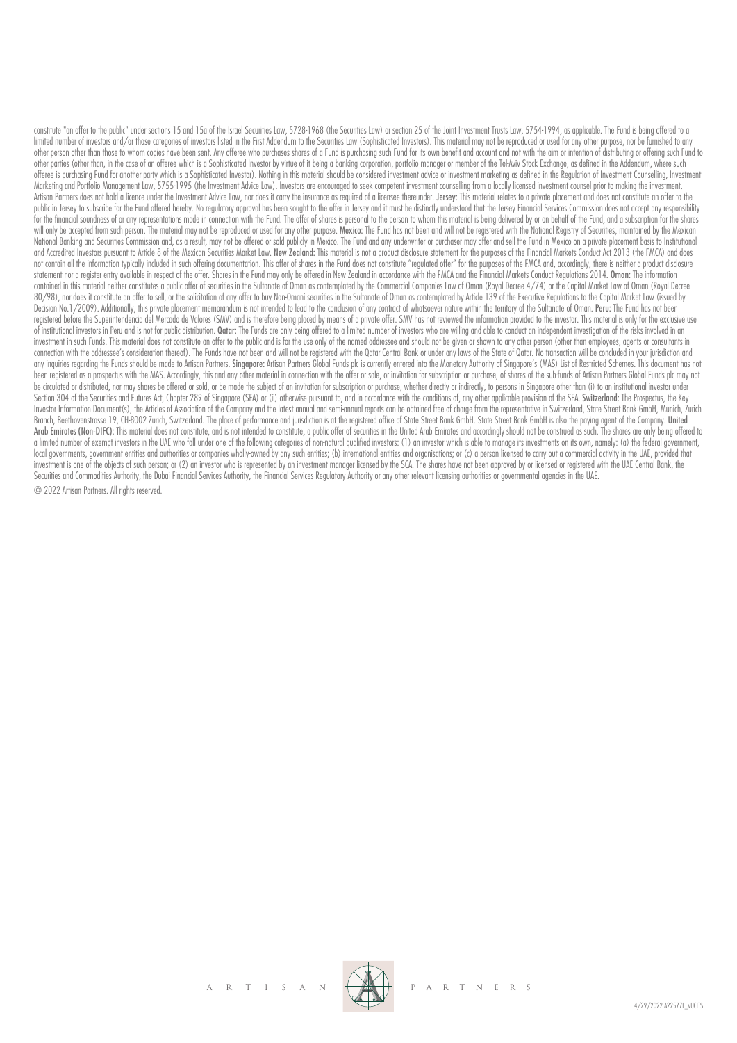constitute "an offer to the public" under sections 15 and 15a of the Israel Securities Law, 5728-1968 (the Securities Law) or section 25 of the Joint Investment Trusts Law, 5754-1994, as applicable. The Fund is being offered to a limited number of investors and/or those categories of investors listed in the First Addendum to the Securities Law (Sophisticated Investors). This material may not be reproduced or used for any other purpose, nor be furnished to any other person other than those to whom copies have been sent. Any offeree who purchases shares of a Fund is purchasing such Fund for its own benefit and account and not with the aim or intention of distributing or offering such Fund to other parties (other than, in the case of an offeree which is a Sophisticated Investor by virtue of it being a banking corporation, portfolio manager or member of the Tel-Aviv Stock Exchange, as defined in the Addendum, where such offeree is purchasing Fund for another party which is a Sophisticated Investor). Nothing in this material should be considered investment advice or investment marketing as defined in the Regulation of Investment Counselling, Investment Marketing and Portfolio Management Law, 5755-1995 (the Investment Advice Law). Investors are encouraged to seek competent investment counselling from a locally licensed investment counsel prior to making the investment. Artisan Partners does not hold a licence under the Investment Advice Law, nor does it carry the insurance as required of a licensee thereunder. **Jersey:** This material relates to a private placement and does not constitute an offer to the public in Jersey to subscribe for the Fund offered hereby. No regulatory approval has been sought to the offer in Jersey and it must be distinctly understood that the Jersey Financial Services Commission does not accept any responsibility for the financial soundness of or any representations made in connection with the Fund. The offer of shares is personal to the person to whom this material is being delivered by or on behalf of the Fund, and a subscription for the shares will only be accepted from such person. The material may not be reproduced or used for any other purpose. **Mexico:** The Fund has not been and will not be registered with the National Registry of Securities, maintained by the Mexican National Banking and Securities Commission and, as a result, may not be offered or sold publicly in Mexico. The Fund and any underwriter or purchaser may offer and sell the Fund in Mexico on a private placement basis to Institutional and Accredited Investors pursuant to Article 8 of the Mexican Securities Market Law. **New Zealand:** This material is not a product disclosure statement for the purposes of the Financial Markets Conduct Act 2013 (the FMCA) and does not contain all the information typically included in such offering documentation. This offer of shares in the Fund does not constitute "regulated offer" for the purposes of the FMCA and, accordingly, there is neither a product disclosure statement nor a register entry available in respect of the offer. Shares in the Fund may only be offered in New Zealand in accordance with the FMCA and the Financial Markets Conduct Regulations 2014. **Oman:** The information contained in this material neither constitutes a public offer of securities in the Sultanate of Oman as contemplated by the Commercial Companies Law of Oman (Royal Decree 4/74) or the Capital Market Law of Oman (Royal Decree 80/98), nor does it constitute an offer to sell, or the solicitation of any offer to buy Non-Omani securities in the Sultanate of Oman as contemplated by Article 139 of the Executive Regulations to the Capital Market Law (issued by Decision No.1/2009). Additionally, this private placement memorandum is not intended to lead to the conclusion of any contract of whatsoever nature within the territory of the Sultanate of Oman. **Peru:** The Fund has not been registered before the Superintendencia del Mercado de Valores (SMV) and is therefore being placed by means of a private offer. SMV has not reviewed the information provided to the investor. This material is only for the exclusive use of institutional investors in Peru and is not for public distribution. **Qatar:** The Funds are only being offered to a limited number of investors who are willing and able to conduct an independent investigation of the risks involved in an investment in such Funds. This material does not constitute an offer to the public and is for the use only of the named addressee and should not be given or shown to any other person (other than employees, agents or consultants in connection with the addressee's consideration thereof). The Funds have not been and will not be registered with the Qatar Central Bank or under any laws of the State of Qatar. No transaction will be concluded in your jurisdiction and any inquiries regarding the Funds should be made to Artisan Partners. **Singapore:** Artisan Partners Global Funds plc is currently entered into the Monetary Authority of Singapore's (MAS) List of Restricted Schemes. This document has not been registered as a prospectus with the MAS. Accordingly, this and any other material in connection with the offer or sale, or invitation for subscription or purchase, of shares of the sub-funds of Artisan Partners Global Funds plc may not be circulated or distributed, nor may shares be offered or sold, or be made the subject of an invitation for subscription or purchase, whether directly or indirectly, to persons in Singapore other than (i) to an institutional investor under Section 304 of the Securities and Futures Act, Chapter 289 of Singapore (SFA) or (ii) otherwise pursuant to, and in accordance with the conditions of, any other applicable provision of the SFA. **Switzerland:** The Prospectus, the Key Investor Information Document(s), the Articles of Association of the Company and the latest annual and semi-annual reports can be obtained free of charge from the representative in Switzerland, State Street Bank GmbH, Munich, Zurich Branch, Beethovenstrasse 19, CH-8002 Zurich, Switzerland. The place of performance and jurisdiction is at the registered office of State Street Bank GmbH. State Street Bank GmbH is also the paying agent of the Company. **United Arab Emirates (Non-DIFC):** This material does not constitute, and is not intended to constitute, a public offer of securities in the United Arab Emirates and accordingly should not be construed as such. The shares are only being offered to a limited number of exempt investors in the UAE who fall under one of the following categories of non-natural qualified investors: (1) an investor which is able to manage its investments on its own, namely: (a) the federal government, local governments, government entities and authorities or companies wholly-owned by any such entities; (b) international entities and organisations; or (c) a person licensed to carry out a commercial activity in the UAE, provided that investment is one of the objects of such person; or (2) an investor who is represented by an investment manager licensed by the SCA. The shares have not been approved by or licensed or registered with the UAE Central Bank, the Securities and Commodities Authority, the Dubai Financial Services Authority, the Financial Services Regulatory Authority or any other relevant licensing authorities or governmental agencies in the UAE.

© 2022 Artisan Partners. All rights reserved.

ARTISAN PARTNERS

4/29/2022 A22577L_vUCITS